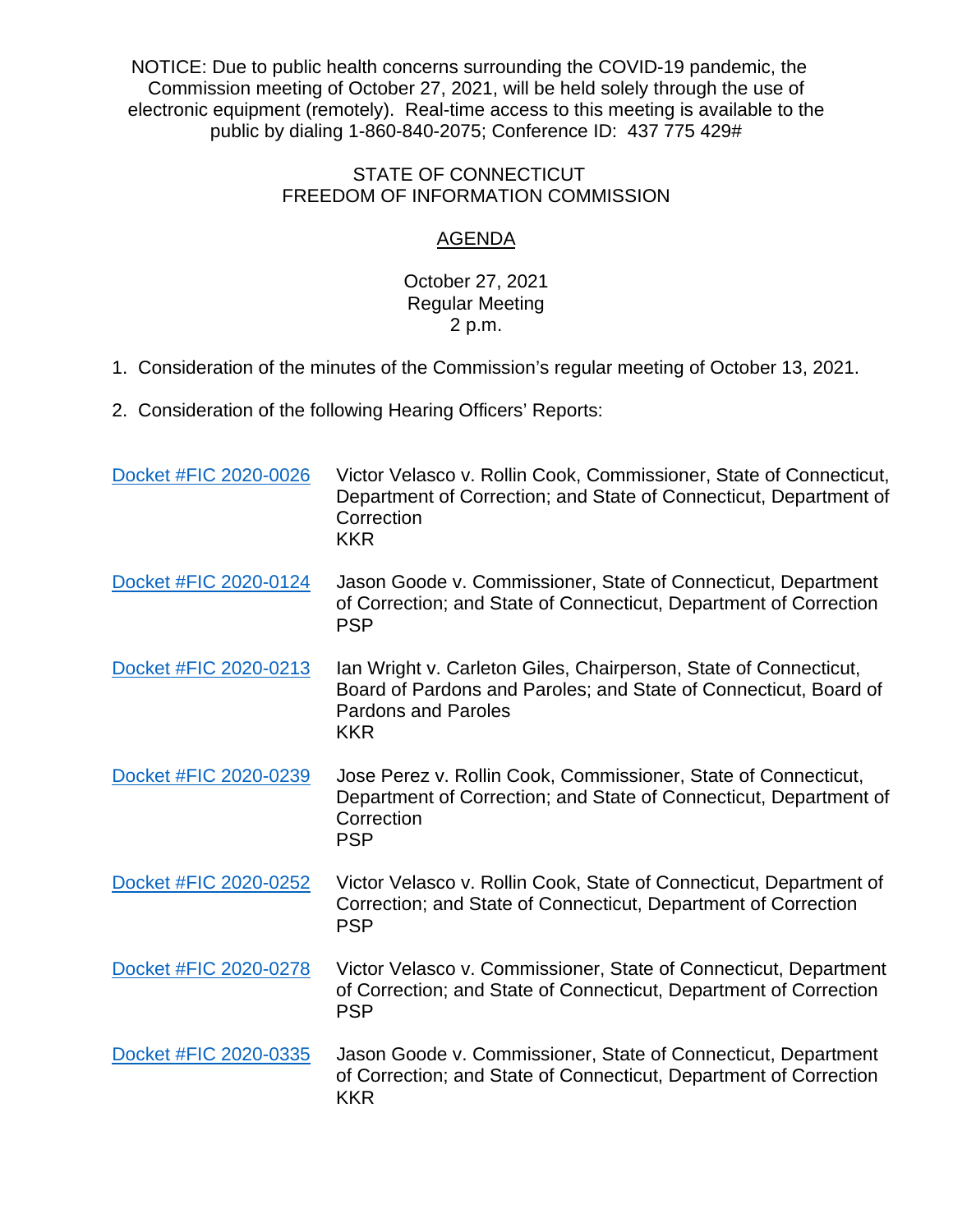NOTICE: Due to public health concerns surrounding the COVID-19 pandemic, the Commission meeting of October 27, 2021, will be held solely through the use of electronic equipment (remotely). Real-time access to this meeting is available to the public by dialing 1-860-840-2075; Conference ID: 437 775 429#

STATE OF CONNECTICUT
FREEDOM OF INFORMATION COMMISSION

# AGENDA

October 27, 2021
Regular Meeting
2 p.m.

1. Consideration of the minutes of the Commission's regular meeting of October 13, 2021.

2. Consideration of the following Hearing Officers' Reports:

| | |
|---|---|
| Docket #FIC 2020-0026 | Victor Velasco v. Rollin Cook, Commissioner, State of Connecticut, Department of Correction; and State of Connecticut, Department of Correction<br>KKR |
| Docket #FIC 2020-0124 | Jason Goode v. Commissioner, State of Connecticut, Department of Correction; and State of Connecticut, Department of Correction<br>PSP |
| Docket #FIC 2020-0213 | Ian Wright v. Carleton Giles, Chairperson, State of Connecticut, Board of Pardons and Paroles; and State of Connecticut, Board of Pardons and Paroles<br>KKR |
| Docket #FIC 2020-0239 | Jose Perez v. Rollin Cook, Commissioner, State of Connecticut, Department of Correction; and State of Connecticut, Department of Correction<br>PSP |
| Docket #FIC 2020-0252 | Victor Velasco v. Rollin Cook, State of Connecticut, Department of Correction; and State of Connecticut, Department of Correction<br>PSP |
| Docket #FIC 2020-0278 | Victor Velasco v. Commissioner, State of Connecticut, Department of Correction; and State of Connecticut, Department of Correction<br>PSP |
| Docket #FIC 2020-0335 | Jason Goode v. Commissioner, State of Connecticut, Department of Correction; and State of Connecticut, Department of Correction<br>KKR |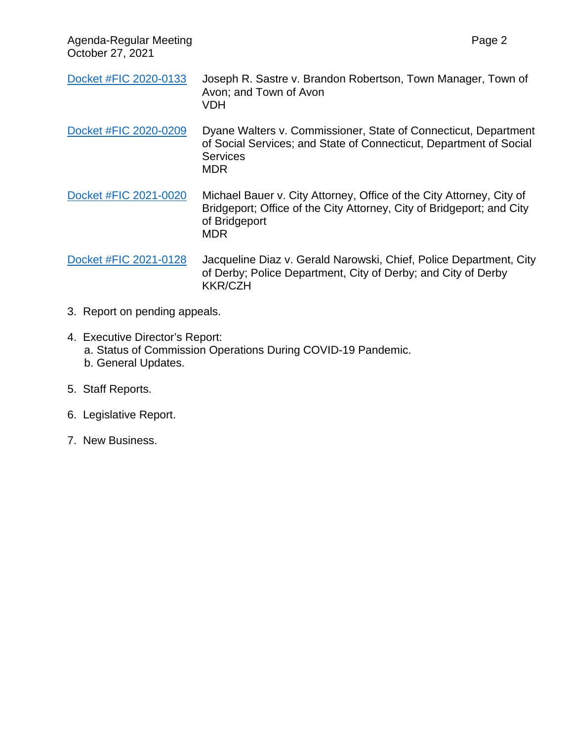Docket #FIC 2020-0133 Joseph R. Sastre v. Brandon Robertson, Town Manager, Town of Avon; and Town of Avon
VDH

Docket #FIC 2020-0209 Dyane Walters v. Commissioner, State of Connecticut, Department of Social Services; and State of Connecticut, Department of Social Services
MDR

Docket #FIC 2021-0020 Michael Bauer v. City Attorney, Office of the City Attorney, City of Bridgeport; Office of the City Attorney, City of Bridgeport; and City of Bridgeport
MDR

Docket #FIC 2021-0128 Jacqueline Diaz v. Gerald Narowski, Chief, Police Department, City of Derby; Police Department, City of Derby; and City of Derby
KKR/CZH

3. Report on pending appeals.

4. Executive Director's Report:
   a. Status of Commission Operations During COVID-19 Pandemic.
   b. General Updates.

5. Staff Reports.

6. Legislative Report.

7. New Business.